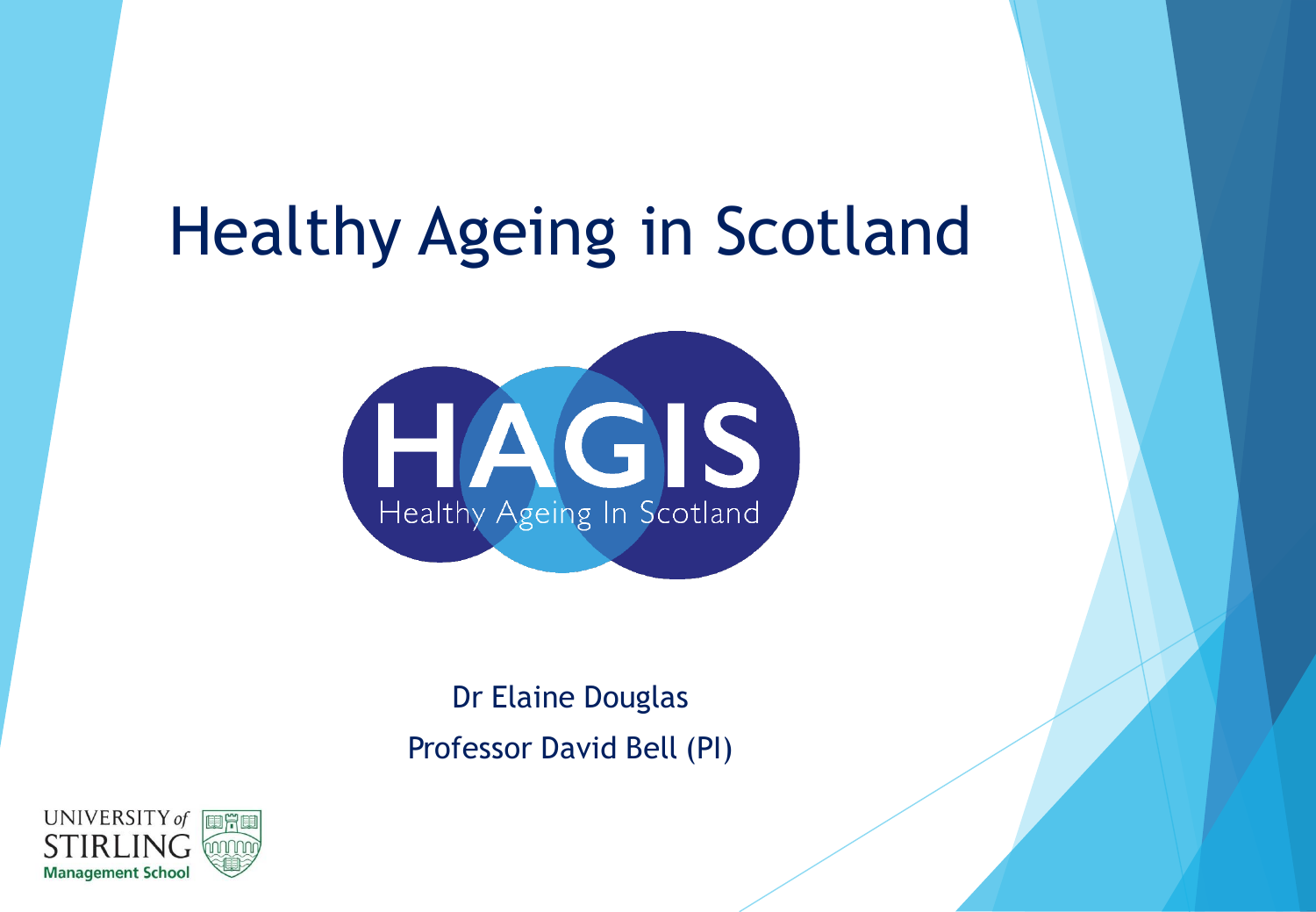# Healthy Ageing in Scotland

HAGIS

Healthy Ageing In Scotland

Dr Elaine Douglas

Professor David Bell (PI)

UNIVERSITY of STIRLING

Management School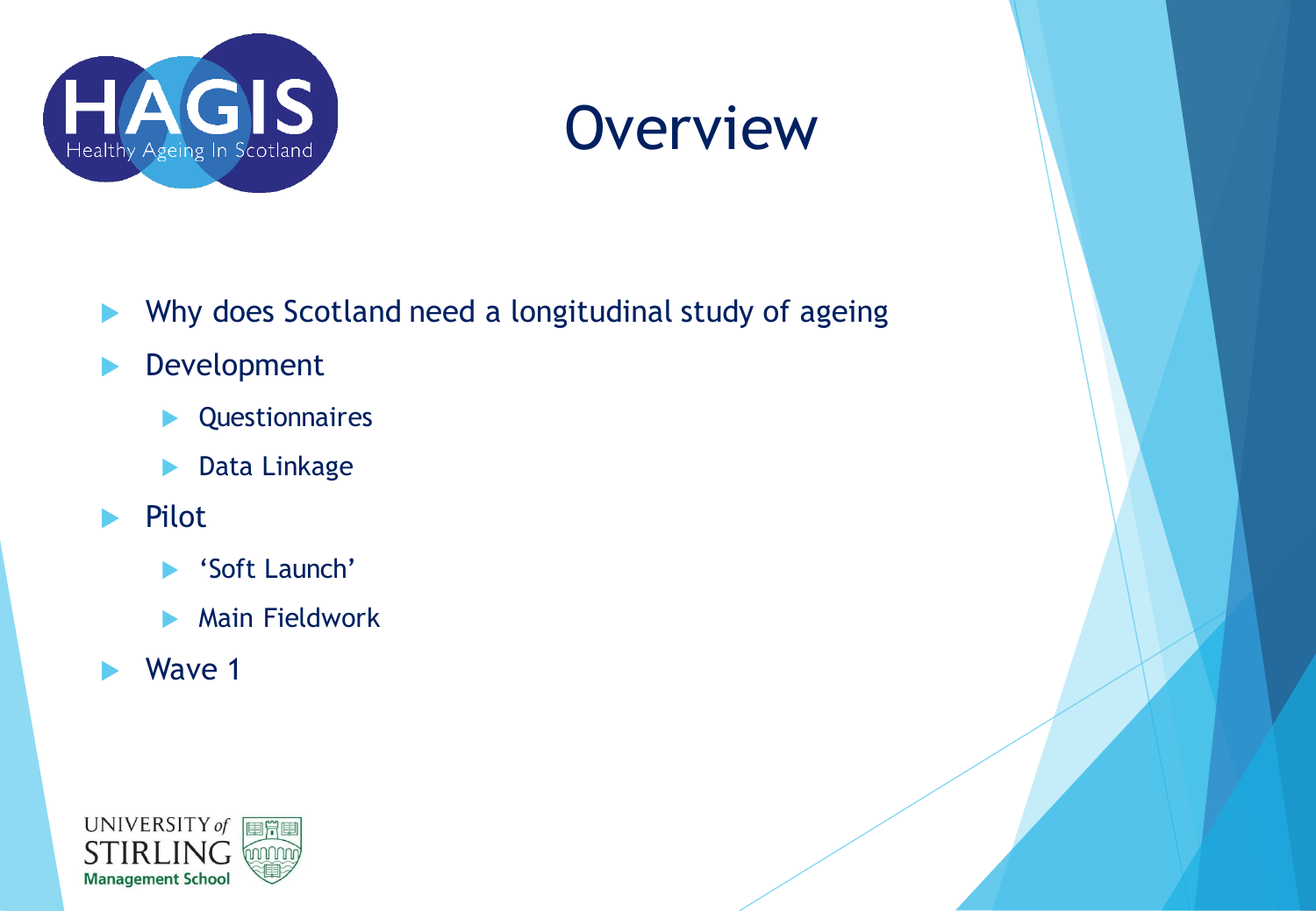# Overview

- Why does Scotland need a longitudinal study of ageing
- Development
  - Questionnaires
  - Data Linkage
- Pilot
  - 'Soft Launch'
  - Main Fieldwork
- Wave 1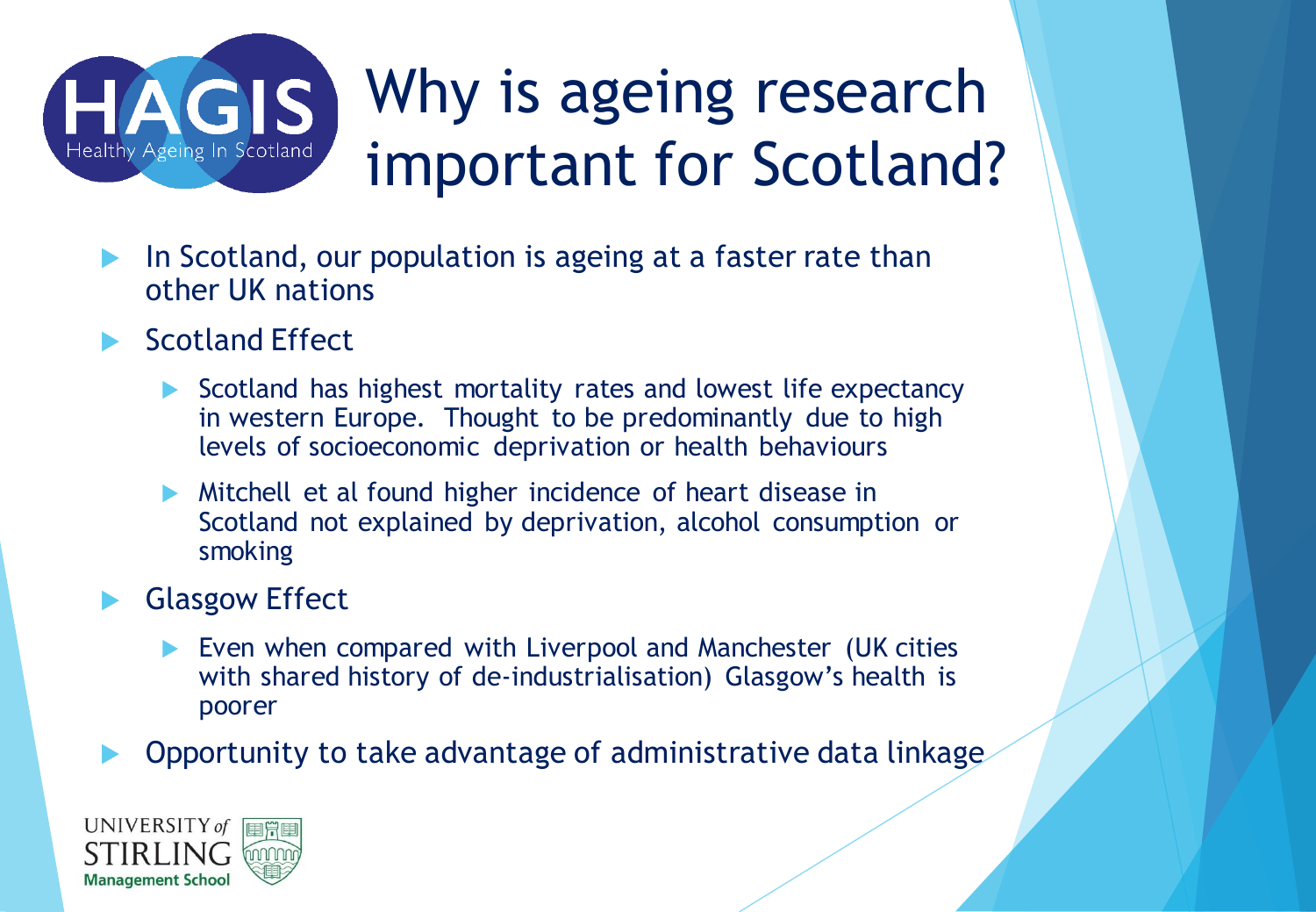# Why is ageing research important for Scotland?

- In Scotland, our population is ageing at a faster rate than other UK nations
- Scotland Effect
  - Scotland has highest mortality rates and lowest life expectancy in western Europe. Thought to be predominantly due to high levels of socioeconomic deprivation or health behaviours
  - Mitchell et al found higher incidence of heart disease in Scotland not explained by deprivation, alcohol consumption or smoking
- Glasgow Effect
  - Even when compared with Liverpool and Manchester (UK cities with shared history of de-industrialisation) Glasgow's health is poorer
- Opportunity to take advantage of administrative data linkage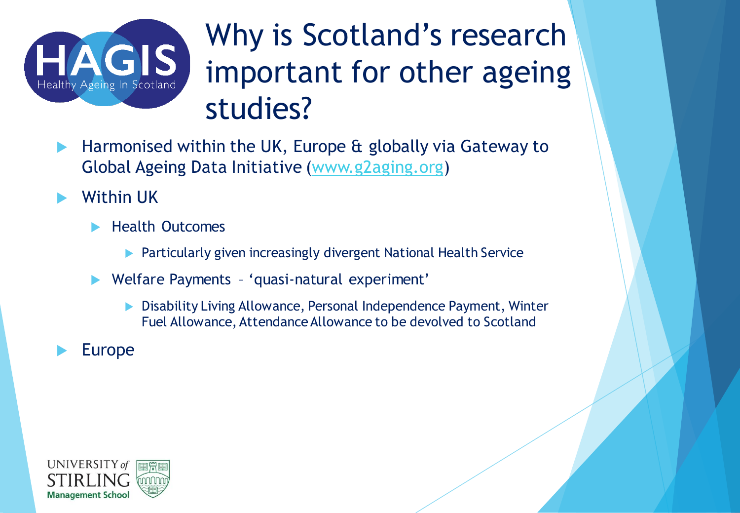# Why is Scotland's research important for other ageing studies?

- Harmonised within the UK, Europe & globally via Gateway to Global Ageing Data Initiative ([www.g2aging.org](www.g2aging.org))
- Within UK
  - Health Outcomes
    - Particularly given increasingly divergent National Health Service
  - Welfare Payments – 'quasi-natural experiment'
    - Disability Living Allowance, Personal Independence Payment, Winter Fuel Allowance, Attendance Allowance to be devolved to Scotland
- Europe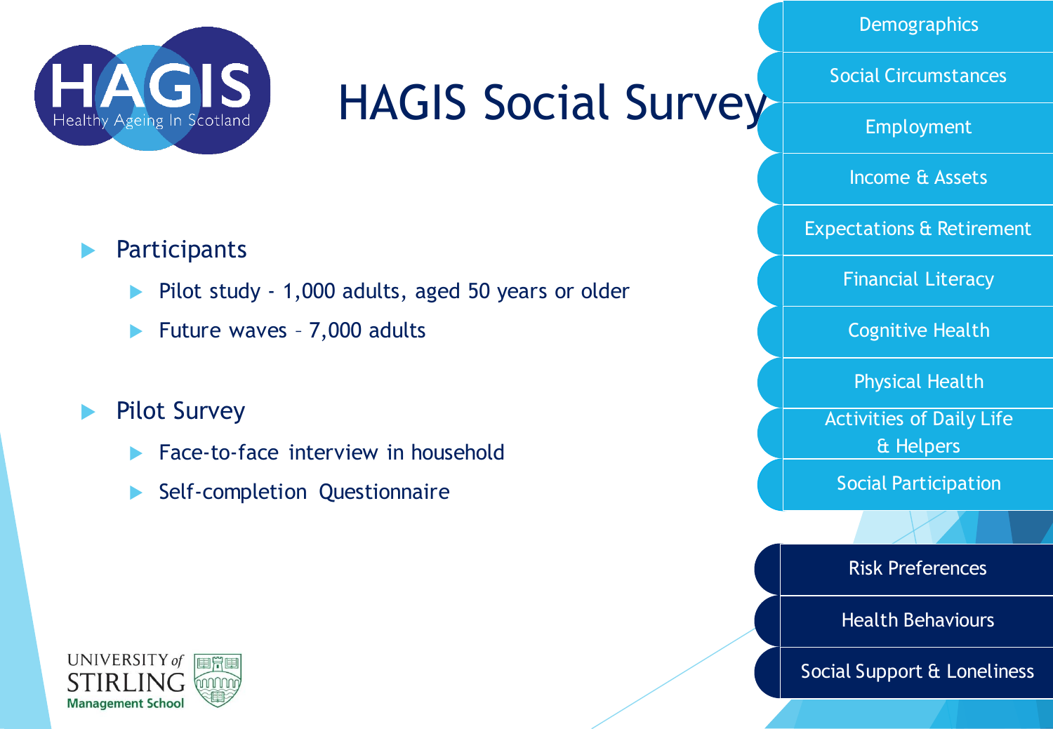# HAGIS Social Survey

HAGIS
Healthy Ageing In Scotland

- Participants
  - Pilot study - 1,000 adults, aged 50 years or older
  - Future waves – 7,000 adults
- Pilot Survey
  - Face-to-face interview in household
  - Self-completion Questionnaire

- Demographics
- Social Circumstances
- Employment
- Income & Assets
- Expectations & Retirement
- Financial Literacy
- Cognitive Health
- Physical Health
- Activities of Daily Life & Helpers
- Social Participation

- Risk Preferences
- Health Behaviours
- Social Support & Loneliness

UNIVERSITY of STIRLING
Management School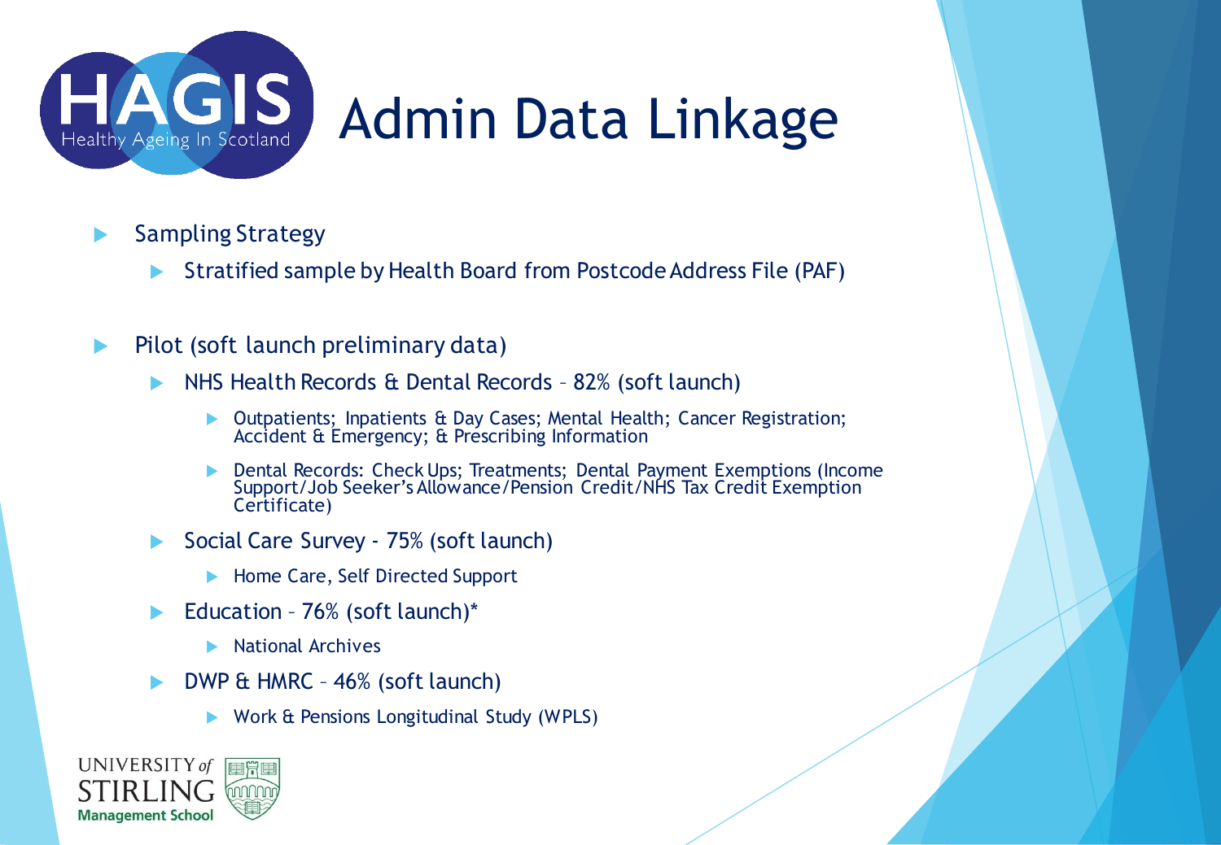# Admin Data Linkage

- Sampling Strategy
  - Stratified sample by Health Board from Postcode Address File (PAF)
- Pilot (soft launch preliminary data)
  - NHS Health Records & Dental Records – 82% (soft launch)
    - Outpatients; Inpatients & Day Cases; Mental Health; Cancer Registration; Accident & Emergency; & Prescribing Information
    - Dental Records: Check Ups; Treatments; Dental Payment Exemptions (Income Support/Job Seeker's Allowance/Pension Credit/NHS Tax Credit Exemption Certificate)
  - Social Care Survey - 75% (soft launch)
    - Home Care, Self Directed Support
  - Education – 76% (soft launch)*
    - National Archives
  - DWP & HMRC – 46% (soft launch)
    - Work & Pensions Longitudinal Study (WPLS)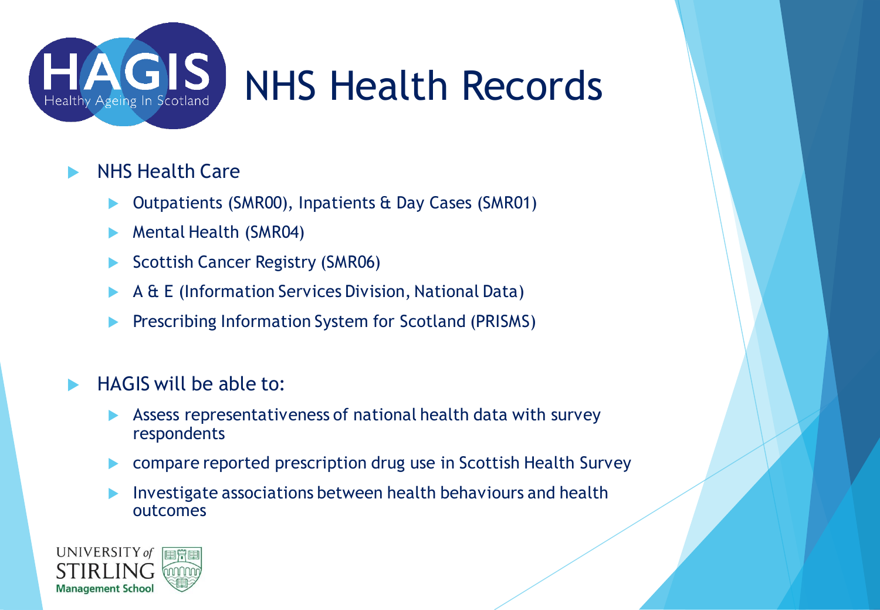# NHS Health Records

- NHS Health Care
  - Outpatients (SMR00), Inpatients & Day Cases (SMR01)
  - Mental Health (SMR04)
  - Scottish Cancer Registry (SMR06)
  - A & E (Information Services Division, National Data)
  - Prescribing Information System for Scotland (PRISMS)

- HAGIS will be able to:
  - Assess representativeness of national health data with survey respondents
  - compare reported prescription drug use in Scottish Health Survey
  - Investigate associations between health behaviours and health outcomes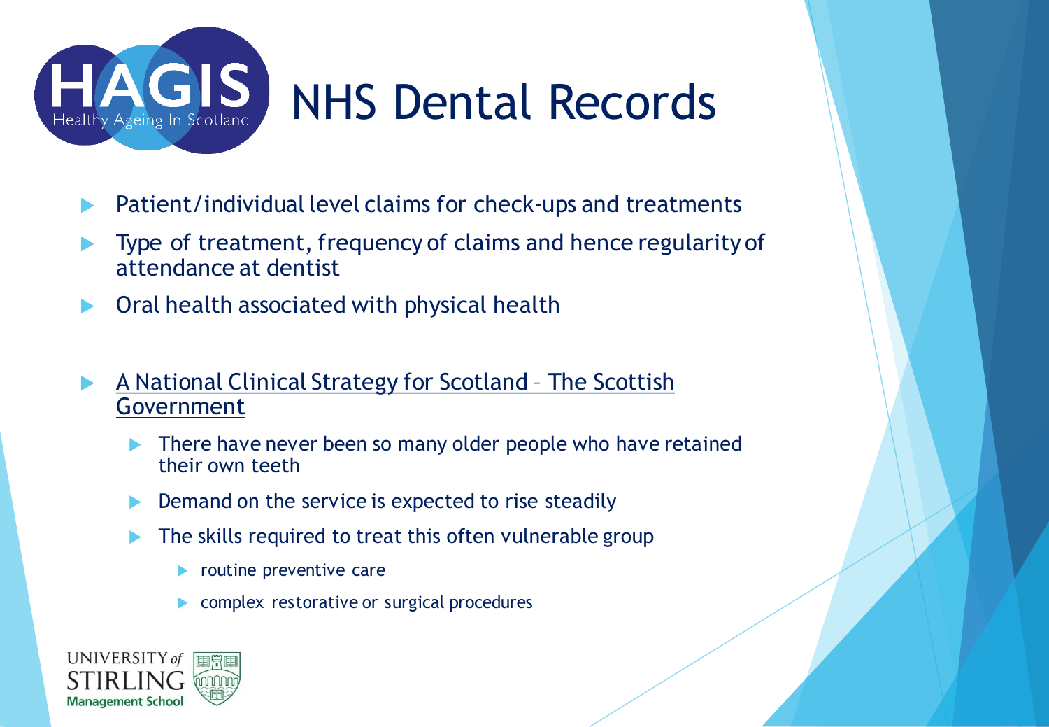# NHS Dental Records

- Patient/individual level claims for check-ups and treatments
- Type of treatment, frequency of claims and hence regularity of attendance at dentist
- Oral health associated with physical health

- A National Clinical Strategy for Scotland – The Scottish Government
  - There have never been so many older people who have retained their own teeth
  - Demand on the service is expected to rise steadily
  - The skills required to treat this often vulnerable group
    - routine preventive care
    - complex restorative or surgical procedures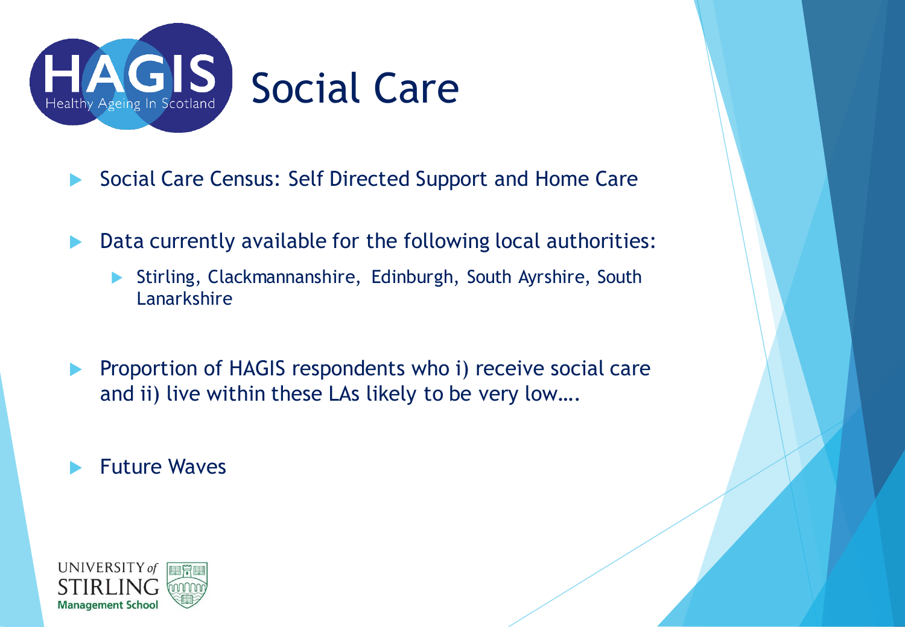# Social Care

- Social Care Census: Self Directed Support and Home Care
- Data currently available for the following local authorities:
  - Stirling, Clackmannanshire, Edinburgh, South Ayrshire, South Lanarkshire
- Proportion of HAGIS respondents who i) receive social care and ii) live within these LAs likely to be very low….
- Future Waves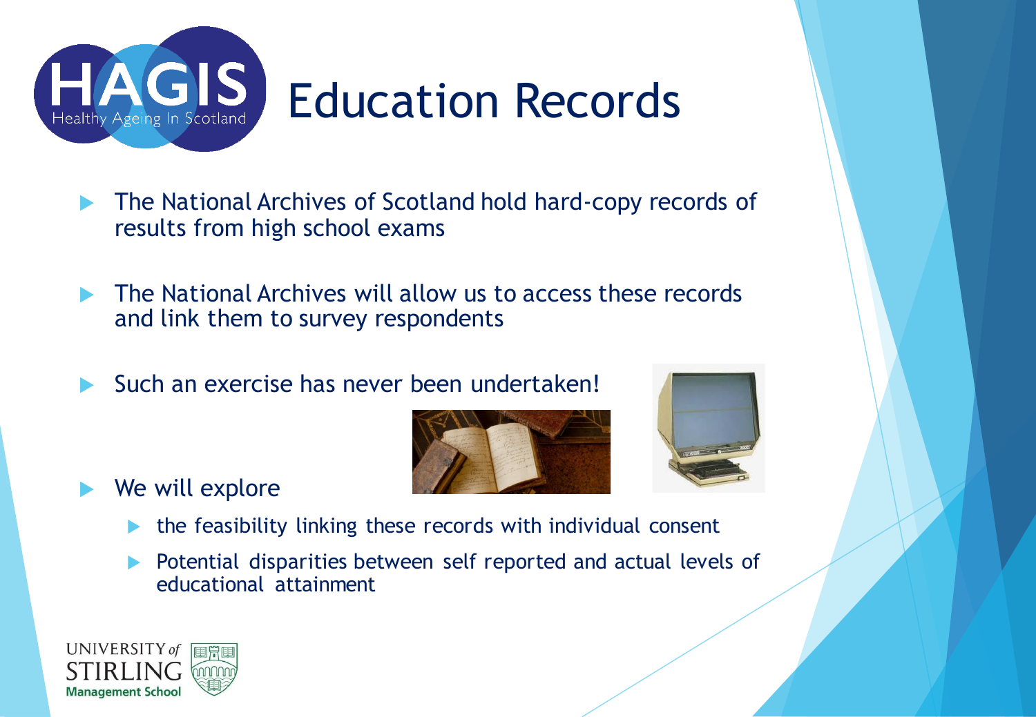# Education Records

- The National Archives of Scotland hold hard-copy records of results from high school exams
- The National Archives will allow us to access these records and link them to survey respondents
- Such an exercise has never been undertaken!
- We will explore
  - the feasibility linking these records with individual consent
  - Potential disparities between self reported and actual levels of educational attainment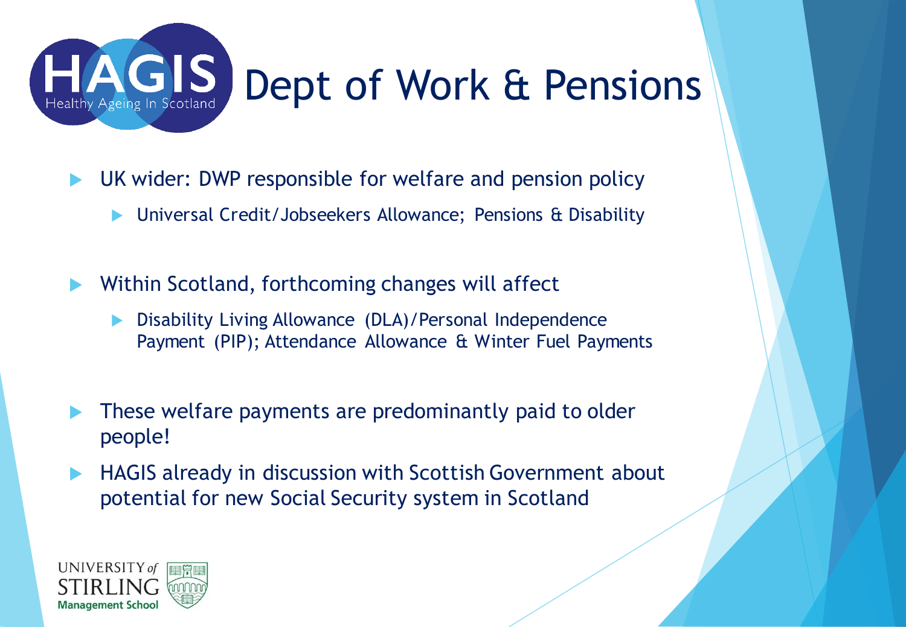# HAGIS Dept of Work & Pensions

- UK wider: DWP responsible for welfare and pension policy
  - Universal Credit/Jobseekers Allowance; Pensions & Disability
- Within Scotland, forthcoming changes will affect
  - Disability Living Allowance (DLA)/Personal Independence Payment (PIP); Attendance Allowance & Winter Fuel Payments
- These welfare payments are predominantly paid to older people!
- HAGIS already in discussion with Scottish Government about potential for new Social Security system in Scotland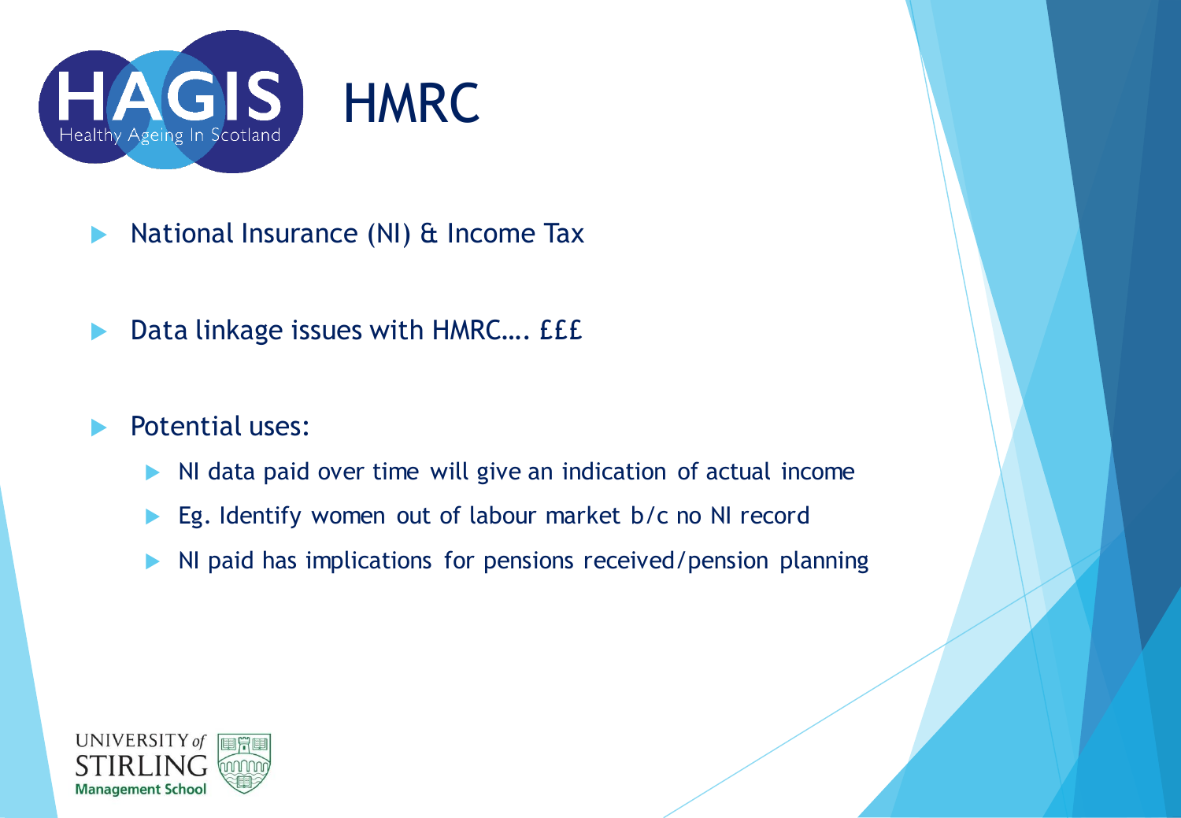# HMRC

- National Insurance (NI) & Income Tax
- Data linkage issues with HMRC…. £££
- Potential uses:
  - NI data paid over time will give an indication of actual income
  - Eg. Identify women out of labour market b/c no NI record
  - NI paid has implications for pensions received/pension planning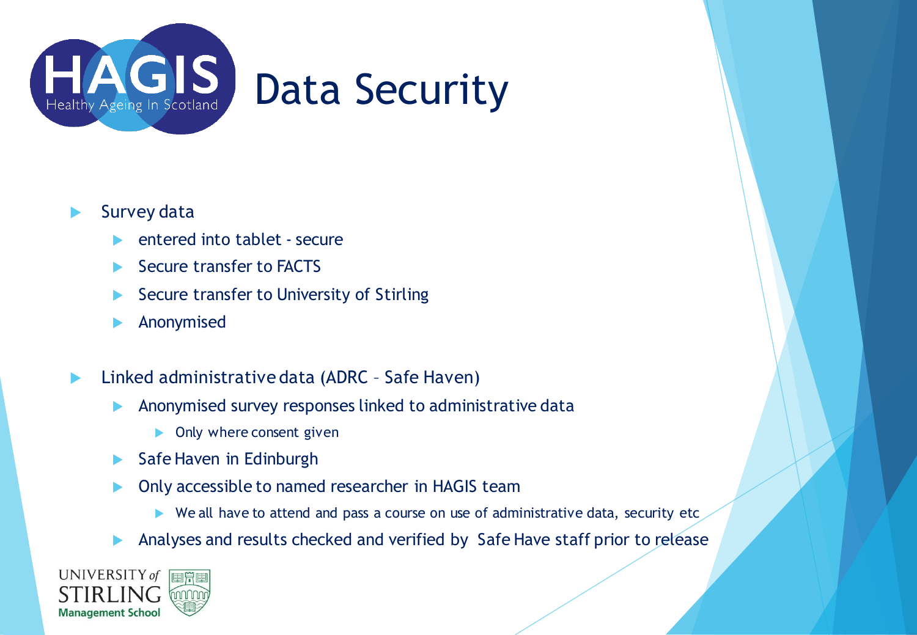# HAGIS Data Security

HAGIS Healthy Ageing In Scotland

- Survey data
  - entered into tablet - secure
  - Secure transfer to FACTS
  - Secure transfer to University of Stirling
  - Anonymised
- Linked administrative data (ADRC – Safe Haven)
  - Anonymised survey responses linked to administrative data
    - Only where consent given
  - Safe Haven in Edinburgh
  - Only accessible to named researcher in HAGIS team
    - We all have to attend and pass a course on use of administrative data, security etc
  - Analyses and results checked and verified by Safe Have staff prior to release

UNIVERSITY of STIRLING Management School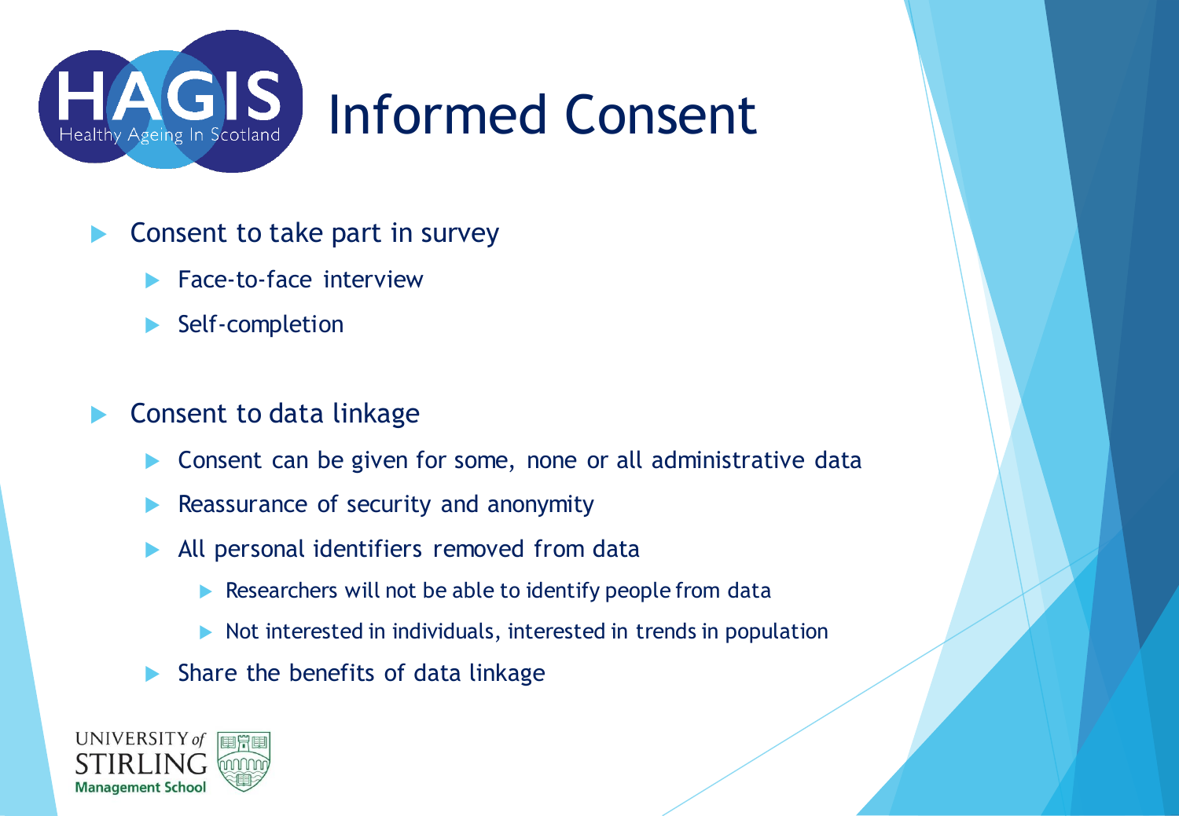# Informed Consent

- Consent to take part in survey
  - Face-to-face interview
  - Self-completion

- Consent to data linkage
  - Consent can be given for some, none or all administrative data
  - Reassurance of security and anonymity
  - All personal identifiers removed from data
    - Researchers will not be able to identify people from data
    - Not interested in individuals, interested in trends in population
  - Share the benefits of data linkage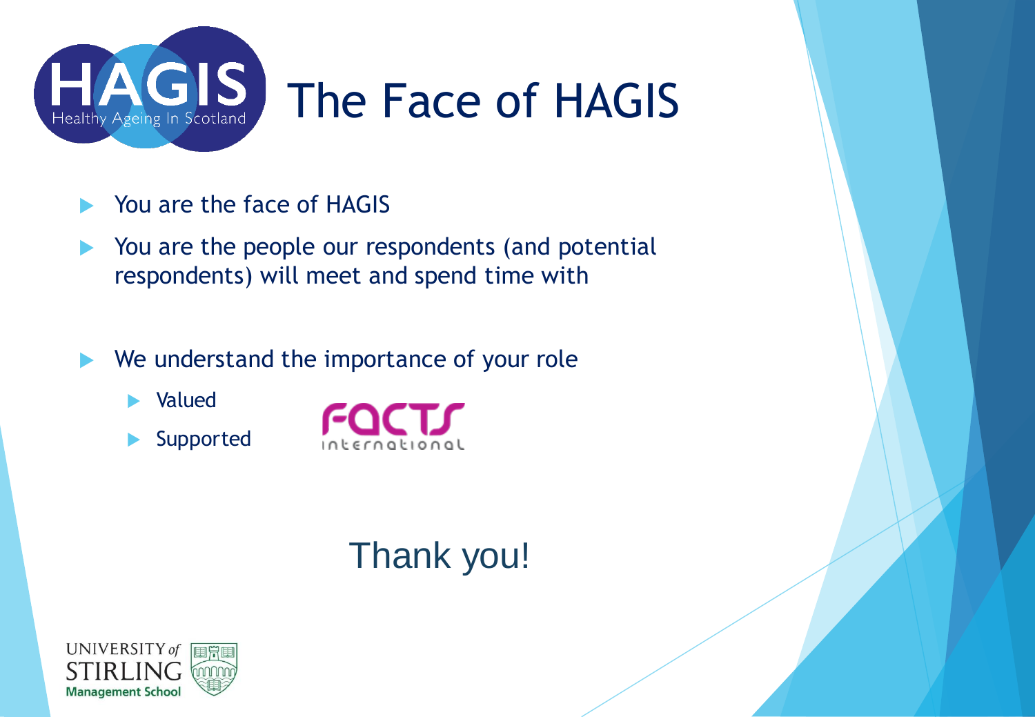# The Face of HAGIS

- You are the face of HAGIS
- You are the people our respondents (and potential respondents) will meet and spend time with
- We understand the importance of your role
  - Valued
  - Supported

Thank you!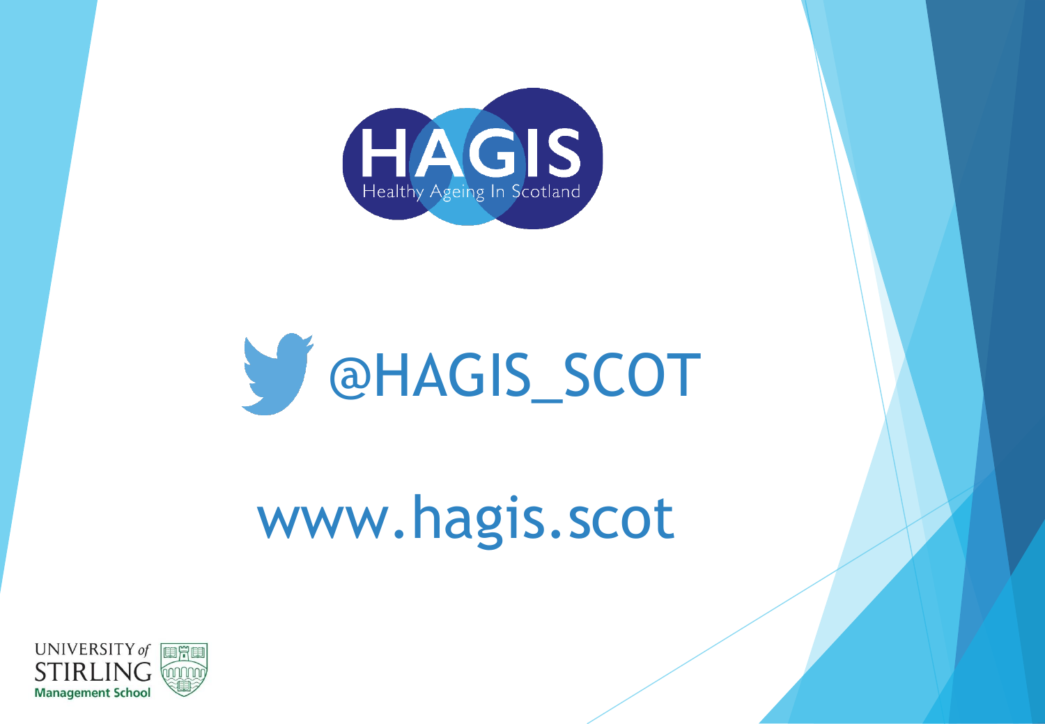HAGIS

Healthy Ageing In Scotland

@HAGIS_SCOT

www.hagis.scot

UNIVERSITY of STIRLING

Management School